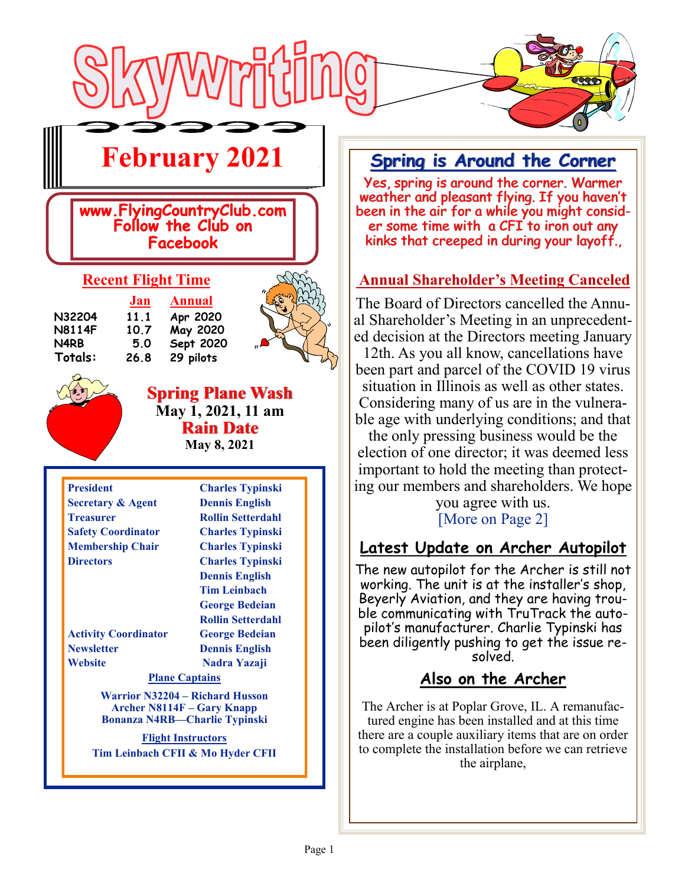# Skywriting

## February 2021

**www.FlyingCountryClub.com**
**Follow the Club on Facebook**

### Recent Flight Time

| | Jan | Annual |
|---|---|---|
| N32204 | 11.1 | Apr 2020 |
| N8114F | 10.7 | May 2020 |
| N4RB | 5.0 | Sept 2020 |
| Totals: | 26.8 | 29 pilots |

### Spring Plane Wash

**May 1, 2021, 11 am**

**Rain Date**

**May 8, 2021**

| | |
|---|---|
| **President** | **Charles Typinski** |
| **Secretary & Agent** | **Dennis English** |
| **Treasurer** | **Rollin Setterdahl** |
| **Safety Coordinator** | **Charles Typinski** |
| **Membership Chair** | **Charles Typinski** |
| **Directors** | **Charles Typinski** |
| | **Dennis English** |
| | **Tim Leinbach** |
| | **George Bedeian** |
| | **Rollin Setterdahl** |
| **Activity Coordinator** | **George Bedeian** |
| **Newsletter** | **Dennis English** |
| **Website** | **Nadra Yazaji** |

**Plane Captains**

**Warrior N32204 – Richard Husson**
**Archer N8114F – Gary Knapp**
**Bonanza N4RB—Charlie Typinski**

**Flight Instructors**

**Tim Leinbach CFII & Mo Hyder CFII**

## Spring is Around the Corner

Yes, spring is around the corner. Warmer weather and pleasant flying. If you haven't been in the air for a while you might consider some time with a CFI to iron out any kinks that creeped in during your layoff.,

## Annual Shareholder's Meeting Canceled

The Board of Directors cancelled the Annual Shareholder's Meeting in an unprecedented decision at the Directors meeting January 12th. As you all know, cancellations have been part and parcel of the COVID 19 virus situation in Illinois as well as other states. Considering many of us are in the vulnerable age with underlying conditions; and that the only pressing business would be the election of one director; it was deemed less important to hold the meeting than protecting our members and shareholders. We hope you agree with us.

[More on Page 2]

## Latest Update on Archer Autopilot

The new autopilot for the Archer is still not working. The unit is at the installer's shop, Beyerly Aviation, and they are having trouble communicating with TruTrack the autopilot's manufacturer. Charlie Typinski has been diligently pushing to get the issue resolved.

## Also on the Archer

The Archer is at Poplar Grove, IL. A remanufactured engine has been installed and at this time there are a couple auxiliary items that are on order to complete the installation before we can retrieve the airplane,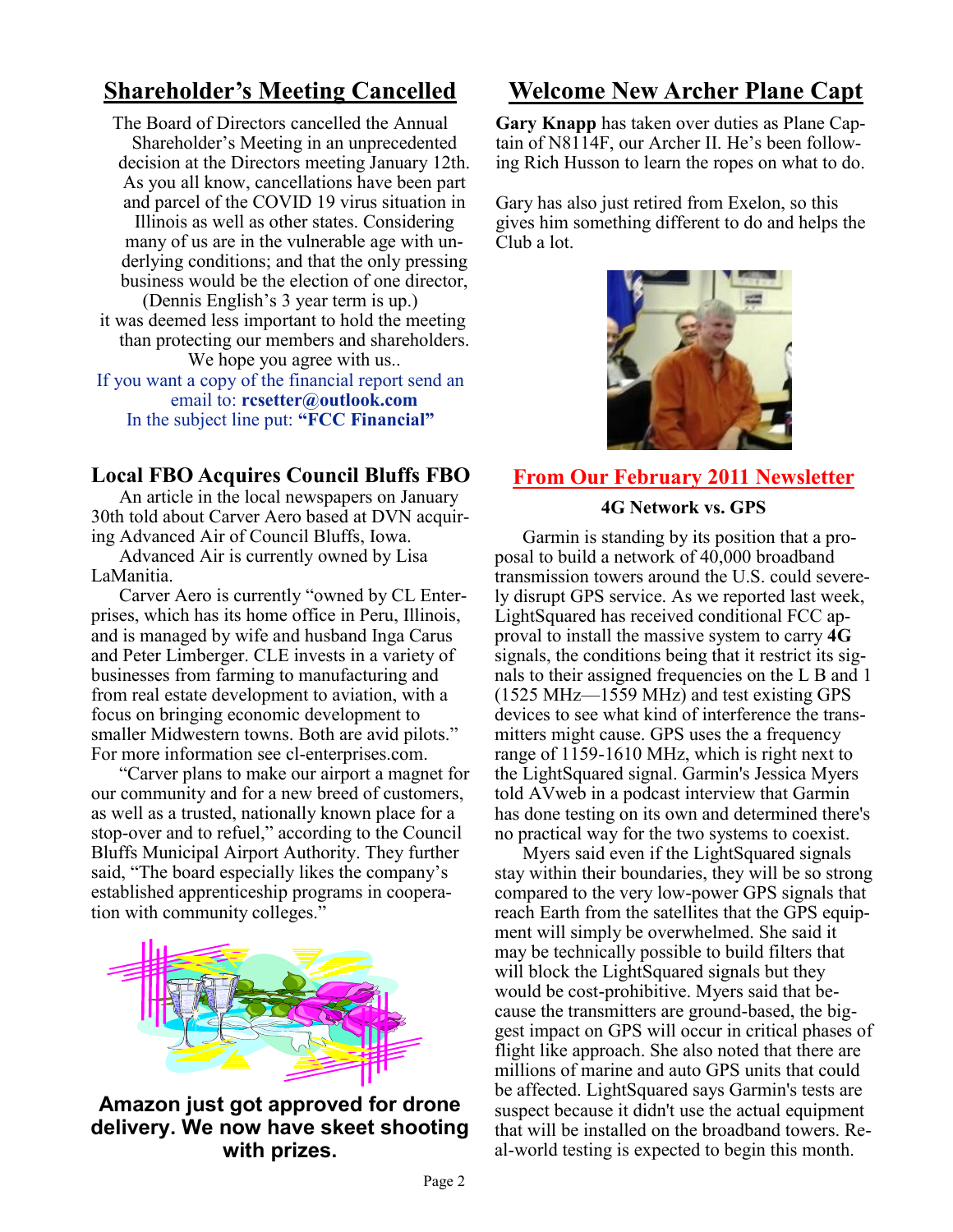## Shareholder's Meeting Cancelled

The Board of Directors cancelled the Annual Shareholder's Meeting in an unprecedented decision at the Directors meeting January 12th. As you all know, cancellations have been part and parcel of the COVID 19 virus situation in Illinois as well as other states. Considering many of us are in the vulnerable age with underlying conditions; and that the only pressing business would be the election of one director, (Dennis English's 3 year term is up.) it was deemed less important to hold the meeting than protecting our members and shareholders. We hope you agree with us..

If you want a copy of the financial report send an email to: **rcsetter@outlook.com**
In the subject line put: **"FCC Financial"**

### Local FBO Acquires Council Bluffs FBO

An article in the local newspapers on January 30th told about Carver Aero based at DVN acquiring Advanced Air of Council Bluffs, Iowa.

Advanced Air is currently owned by Lisa LaManitia.

Carver Aero is currently "owned by CL Enterprises, which has its home office in Peru, Illinois, and is managed by wife and husband Inga Carus and Peter Limberger. CLE invests in a variety of businesses from farming to manufacturing and from real estate development to aviation, with a focus on bringing economic development to smaller Midwestern towns. Both are avid pilots." For more information see cl-enterprises.com.

"Carver plans to make our airport a magnet for our community and for a new breed of customers, as well as a trusted, nationally known place for a stop-over and to refuel," according to the Council Bluffs Municipal Airport Authority. They further said, "The board especially likes the company's established apprenticeship programs in cooperation with community colleges."

**Amazon just got approved for drone delivery. We now have skeet shooting with prizes.**

## Welcome New Archer Plane Capt

**Gary Knapp** has taken over duties as Plane Captain of N8114F, our Archer II. He's been following Rich Husson to learn the ropes on what to do.

Gary has also just retired from Exelon, so this gives him something different to do and helps the Club a lot.

## From Our February 2011 Newsletter

### 4G Network vs. GPS

Garmin is standing by its position that a proposal to build a network of 40,000 broadband transmission towers around the U.S. could severely disrupt GPS service. As we reported last week, LightSquared has received conditional FCC approval to install the massive system to carry **4G** signals, the conditions being that it restrict its signals to their assigned frequencies on the L B and 1 (1525 MHz—1559 MHz) and test existing GPS devices to see what kind of interference the transmitters might cause. GPS uses the a frequency range of 1159-1610 MHz, which is right next to the LightSquared signal. Garmin's Jessica Myers told AVweb in a podcast interview that Garmin has done testing on its own and determined there's no practical way for the two systems to coexist.

Myers said even if the LightSquared signals stay within their boundaries, they will be so strong compared to the very low-power GPS signals that reach Earth from the satellites that the GPS equipment will simply be overwhelmed. She said it may be technically possible to build filters that will block the LightSquared signals but they would be cost-prohibitive. Myers said that because the transmitters are ground-based, the biggest impact on GPS will occur in critical phases of flight like approach. She also noted that there are millions of marine and auto GPS units that could be affected. LightSquared says Garmin's tests are suspect because it didn't use the actual equipment that will be installed on the broadband towers. Real-world testing is expected to begin this month.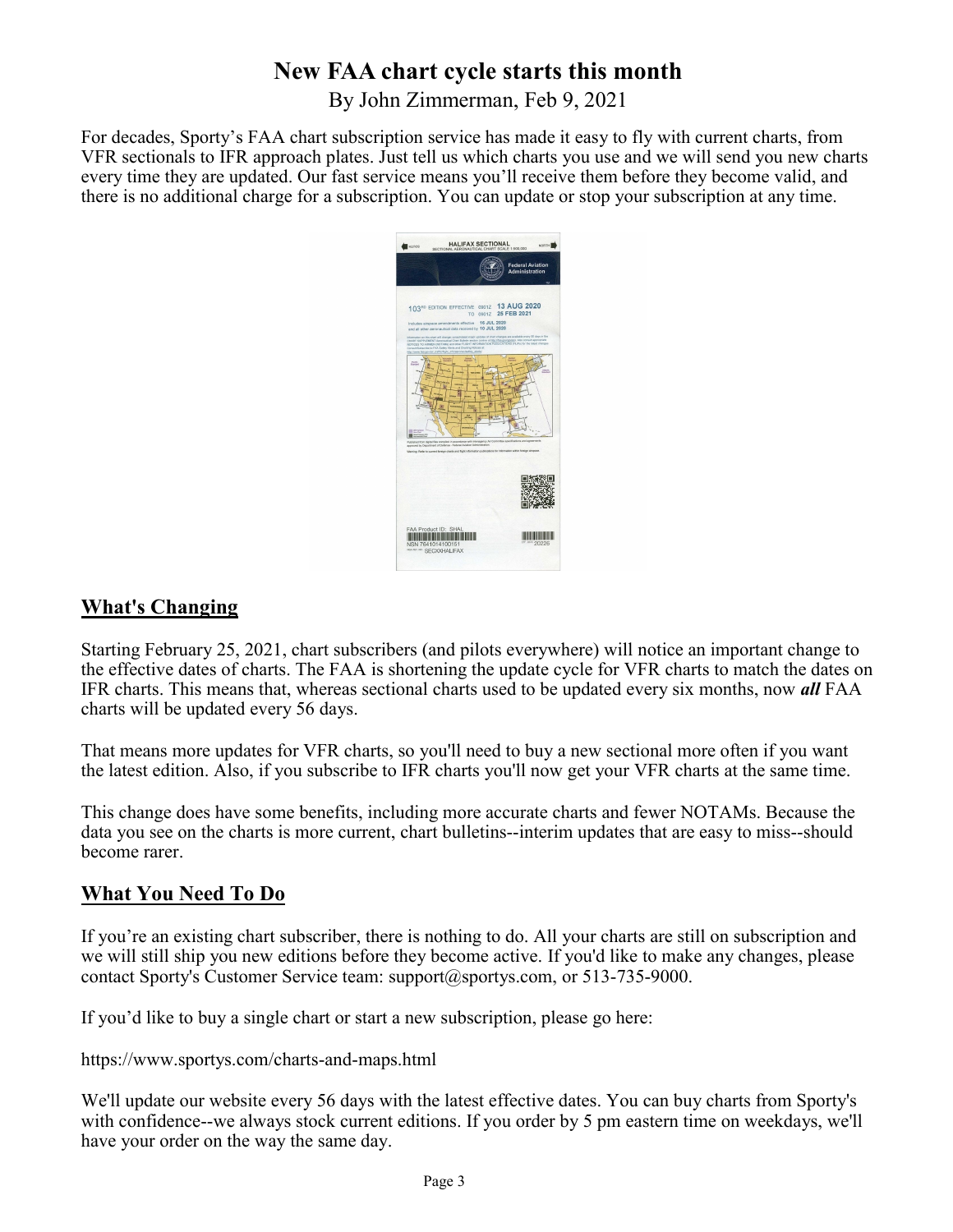# New FAA chart cycle starts this month

By John Zimmerman, Feb 9, 2021

For decades, Sporty's FAA chart subscription service has made it easy to fly with current charts, from VFR sectionals to IFR approach plates. Just tell us which charts you use and we will send you new charts every time they are updated. Our fast service means you'll receive them before they become valid, and there is no additional charge for a subscription. You can update or stop your subscription at any time.

## What's Changing

Starting February 25, 2021, chart subscribers (and pilots everywhere) will notice an important change to the effective dates of charts. The FAA is shortening the update cycle for VFR charts to match the dates on IFR charts. This means that, whereas sectional charts used to be updated every six months, now ***all*** FAA charts will be updated every 56 days.

That means more updates for VFR charts, so you'll need to buy a new sectional more often if you want the latest edition. Also, if you subscribe to IFR charts you'll now get your VFR charts at the same time.

This change does have some benefits, including more accurate charts and fewer NOTAMs. Because the data you see on the charts is more current, chart bulletins--interim updates that are easy to miss--should become rarer.

## What You Need To Do

If you're an existing chart subscriber, there is nothing to do. All your charts are still on subscription and we will still ship you new editions before they become active. If you'd like to make any changes, please contact Sporty's Customer Service team: support@sportys.com, or 513-735-9000.

If you'd like to buy a single chart or start a new subscription, please go here:

https://www.sportys.com/charts-and-maps.html

We'll update our website every 56 days with the latest effective dates. You can buy charts from Sporty's with confidence--we always stock current editions. If you order by 5 pm eastern time on weekdays, we'll have your order on the way the same day.